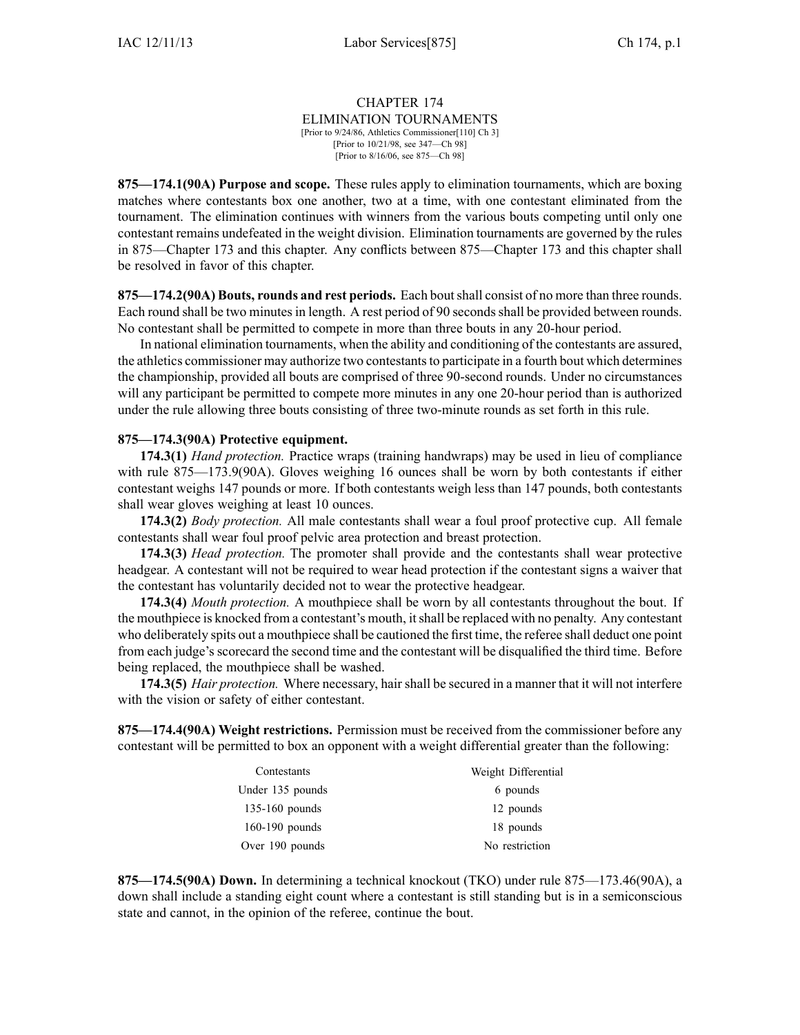# CHAPTER 174
## ELIMINATION TOURNAMENTS

[Prior to 9/24/86, Athletics Commissioner[110] Ch 3]
[Prior to 10/21/98, see 347—Ch 98]
[Prior to 8/16/06, see 875—Ch 98]

**875—174.1(90A) Purpose and scope.** These rules apply to elimination tournaments, which are boxing matches where contestants box one another, two at a time, with one contestant eliminated from the tournament. The elimination continues with winners from the various bouts competing until only one contestant remains undefeated in the weight division. Elimination tournaments are governed by the rules in 875—Chapter 173 and this chapter. Any conflicts between 875—Chapter 173 and this chapter shall be resolved in favor of this chapter.

**875—174.2(90A) Bouts, rounds and rest periods.** Each bout shall consist of no more than three rounds. Each round shall be two minutes in length. A rest period of 90 seconds shall be provided between rounds. No contestant shall be permitted to compete in more than three bouts in any 20-hour period.

In national elimination tournaments, when the ability and conditioning of the contestants are assured, the athletics commissioner may authorize two contestants to participate in a fourth bout which determines the championship, provided all bouts are comprised of three 90-second rounds. Under no circumstances will any participant be permitted to compete more minutes in any one 20-hour period than is authorized under the rule allowing three bouts consisting of three two-minute rounds as set forth in this rule.

**875—174.3(90A) Protective equipment.**

**174.3(1)** *Hand protection.* Practice wraps (training handwraps) may be used in lieu of compliance with rule 875—173.9(90A). Gloves weighing 16 ounces shall be worn by both contestants if either contestant weighs 147 pounds or more. If both contestants weigh less than 147 pounds, both contestants shall wear gloves weighing at least 10 ounces.

**174.3(2)** *Body protection.* All male contestants shall wear a foul proof protective cup. All female contestants shall wear foul proof pelvic area protection and breast protection.

**174.3(3)** *Head protection.* The promoter shall provide and the contestants shall wear protective headgear. A contestant will not be required to wear head protection if the contestant signs a waiver that the contestant has voluntarily decided not to wear the protective headgear.

**174.3(4)** *Mouth protection.* A mouthpiece shall be worn by all contestants throughout the bout. If the mouthpiece is knocked from a contestant's mouth, it shall be replaced with no penalty. Any contestant who deliberately spits out a mouthpiece shall be cautioned the first time, the referee shall deduct one point from each judge's scorecard the second time and the contestant will be disqualified the third time. Before being replaced, the mouthpiece shall be washed.

**174.3(5)** *Hair protection.* Where necessary, hair shall be secured in a manner that it will not interfere with the vision or safety of either contestant.

**875—174.4(90A) Weight restrictions.** Permission must be received from the commissioner before any contestant will be permitted to box an opponent with a weight differential greater than the following:

| Contestants | Weight Differential |
|---|---|
| Under 135 pounds | 6 pounds |
| 135-160 pounds | 12 pounds |
| 160-190 pounds | 18 pounds |
| Over 190 pounds | No restriction |

**875—174.5(90A) Down.** In determining a technical knockout (TKO) under rule 875—173.46(90A), a down shall include a standing eight count where a contestant is still standing but is in a semiconscious state and cannot, in the opinion of the referee, continue the bout.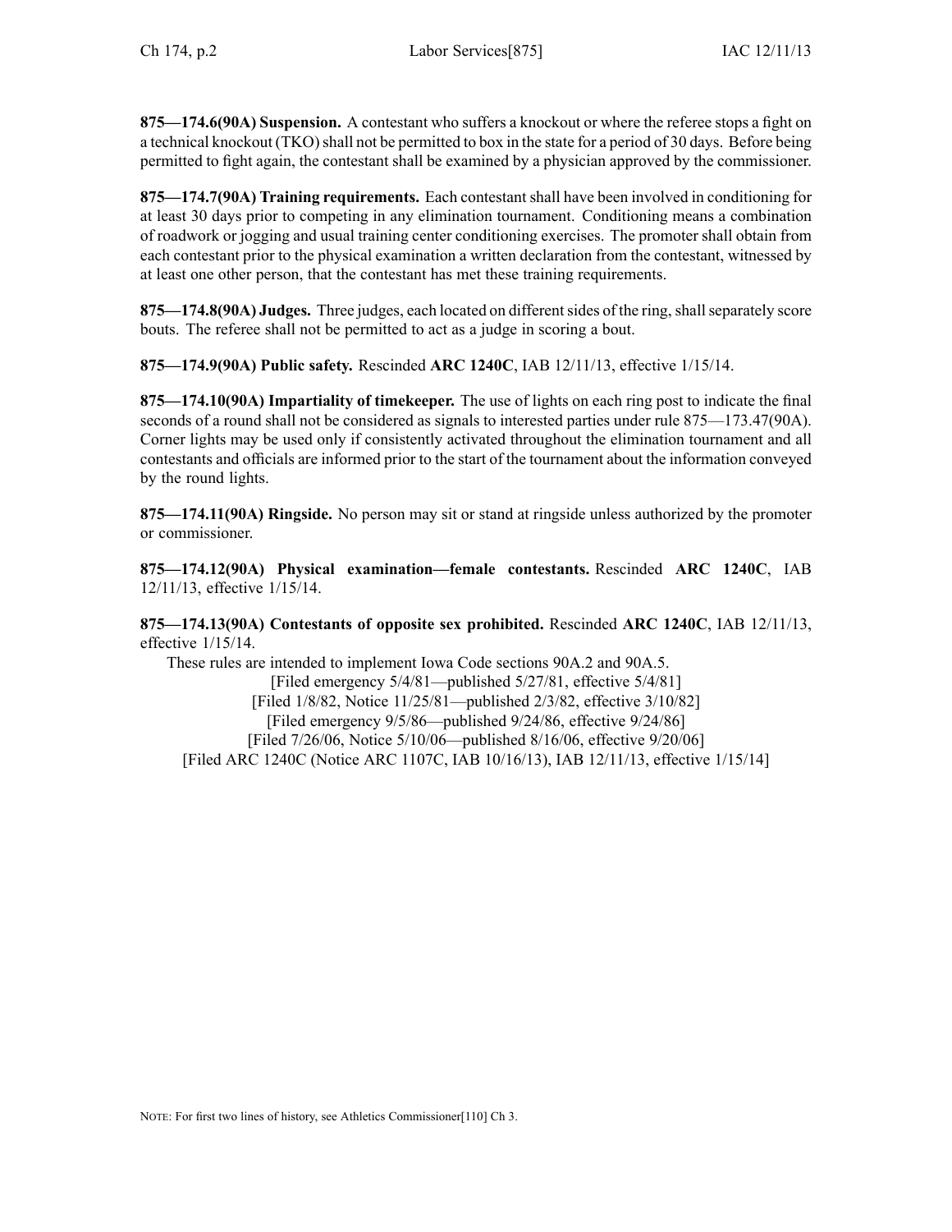**875—174.6(90A) Suspension.** A contestant who suffers a knockout or where the referee stops a fight on a technical knockout (TKO) shall not be permitted to box in the state for a period of 30 days. Before being permitted to fight again, the contestant shall be examined by a physician approved by the commissioner.

**875—174.7(90A) Training requirements.** Each contestant shall have been involved in conditioning for at least 30 days prior to competing in any elimination tournament. Conditioning means a combination of roadwork or jogging and usual training center conditioning exercises. The promoter shall obtain from each contestant prior to the physical examination a written declaration from the contestant, witnessed by at least one other person, that the contestant has met these training requirements.

**875—174.8(90A) Judges.** Three judges, each located on different sides of the ring, shall separately score bouts. The referee shall not be permitted to act as a judge in scoring a bout.

**875—174.9(90A) Public safety.** Rescinded **ARC 1240C**, IAB 12/11/13, effective 1/15/14.

**875—174.10(90A) Impartiality of timekeeper.** The use of lights on each ring post to indicate the final seconds of a round shall not be considered as signals to interested parties under rule 875—173.47(90A). Corner lights may be used only if consistently activated throughout the elimination tournament and all contestants and officials are informed prior to the start of the tournament about the information conveyed by the round lights.

**875—174.11(90A) Ringside.** No person may sit or stand at ringside unless authorized by the promoter or commissioner.

**875—174.12(90A) Physical examination—female contestants.** Rescinded **ARC 1240C**, IAB 12/11/13, effective 1/15/14.

**875—174.13(90A) Contestants of opposite sex prohibited.** Rescinded **ARC 1240C**, IAB 12/11/13, effective 1/15/14.

These rules are intended to implement Iowa Code sections 90A.2 and 90A.5.

[Filed emergency 5/4/81—published 5/27/81, effective 5/4/81]
[Filed 1/8/82, Notice 11/25/81—published 2/3/82, effective 3/10/82]
[Filed emergency 9/5/86—published 9/24/86, effective 9/24/86]
[Filed 7/26/06, Notice 5/10/06—published 8/16/06, effective 9/20/06]
[Filed ARC 1240C (Notice ARC 1107C, IAB 10/16/13), IAB 12/11/13, effective 1/15/14]

NOTE: For first two lines of history, see Athletics Commissioner[110] Ch 3.